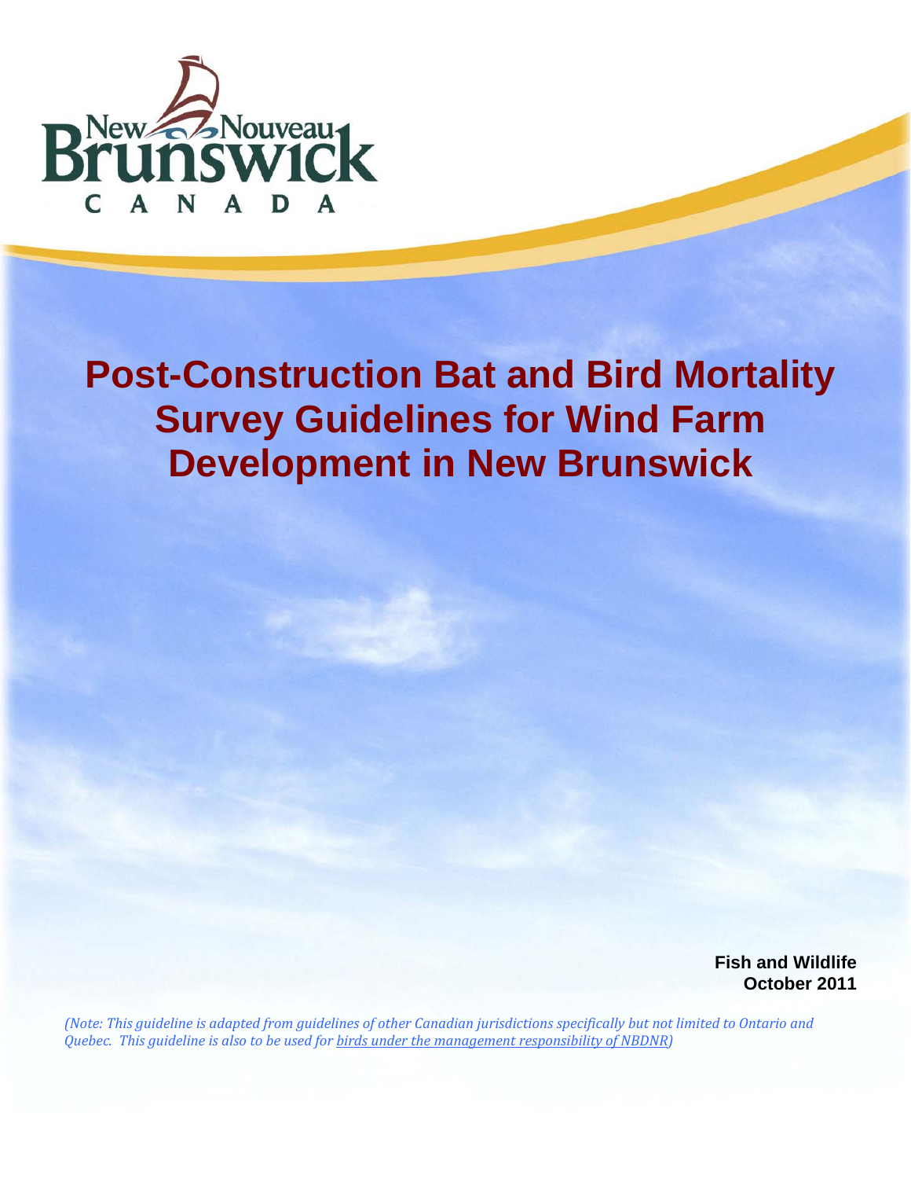New Nouveau Brunswick CANADA

# Post-Construction Bat and Bird Mortality Survey Guidelines for Wind Farm Development in New Brunswick

**Fish and Wildlife**
**October 2011**

*(Note: This guideline is adapted from guidelines of other Canadian jurisdictions specifically but not limited to Ontario and Quebec. This guideline is also to be used for birds under the management responsibility of NBDNR)*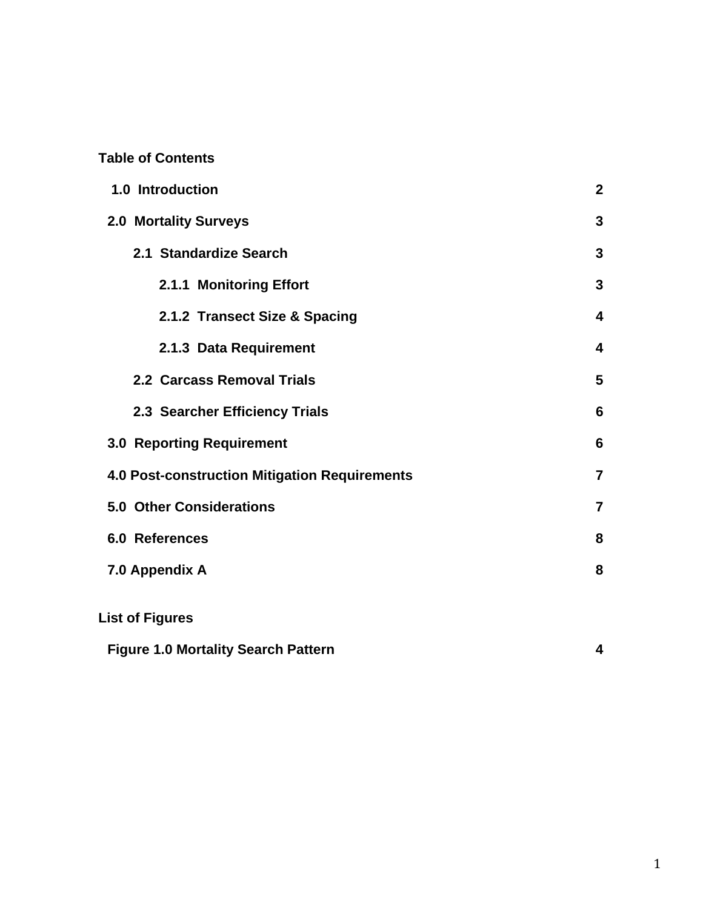**Table of Contents**

| | |
|---|---|
| **1.0 Introduction** | **2** |
| **2.0 Mortality Surveys** | **3** |
| **2.1 Standardize Search** | **3** |
| **2.1.1 Monitoring Effort** | **3** |
| **2.1.2 Transect Size & Spacing** | **4** |
| **2.1.3 Data Requirement** | **4** |
| **2.2 Carcass Removal Trials** | **5** |
| **2.3 Searcher Efficiency Trials** | **6** |
| **3.0 Reporting Requirement** | **6** |
| **4.0 Post-construction Mitigation Requirements** | **7** |
| **5.0 Other Considerations** | **7** |
| **6.0 References** | **8** |
| **7.0 Appendix A** | **8** |

**List of Figures**

| | |
|---|---|
| **Figure 1.0 Mortality Search Pattern** | **4** |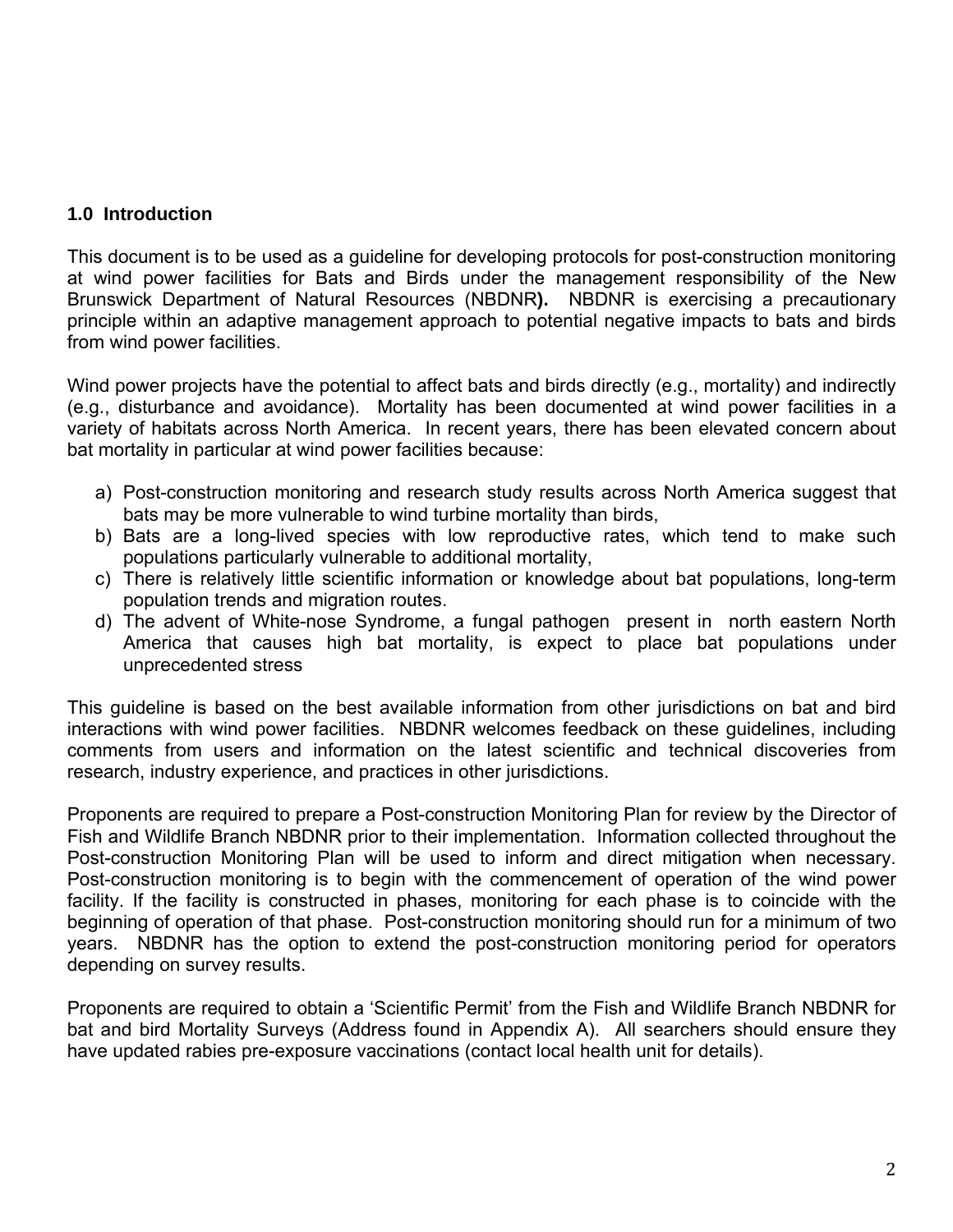## 1.0 Introduction

This document is to be used as a guideline for developing protocols for post-construction monitoring at wind power facilities for Bats and Birds under the management responsibility of the New Brunswick Department of Natural Resources (NBDNR**).** NBDNR is exercising a precautionary principle within an adaptive management approach to potential negative impacts to bats and birds from wind power facilities.

Wind power projects have the potential to affect bats and birds directly (e.g., mortality) and indirectly (e.g., disturbance and avoidance). Mortality has been documented at wind power facilities in a variety of habitats across North America. In recent years, there has been elevated concern about bat mortality in particular at wind power facilities because:

a) Post-construction monitoring and research study results across North America suggest that bats may be more vulnerable to wind turbine mortality than birds,
b) Bats are a long-lived species with low reproductive rates, which tend to make such populations particularly vulnerable to additional mortality,
c) There is relatively little scientific information or knowledge about bat populations, long-term population trends and migration routes.
d) The advent of White-nose Syndrome, a fungal pathogen present in north eastern North America that causes high bat mortality, is expect to place bat populations under unprecedented stress

This guideline is based on the best available information from other jurisdictions on bat and bird interactions with wind power facilities. NBDNR welcomes feedback on these guidelines, including comments from users and information on the latest scientific and technical discoveries from research, industry experience, and practices in other jurisdictions.

Proponents are required to prepare a Post-construction Monitoring Plan for review by the Director of Fish and Wildlife Branch NBDNR prior to their implementation. Information collected throughout the Post-construction Monitoring Plan will be used to inform and direct mitigation when necessary. Post-construction monitoring is to begin with the commencement of operation of the wind power facility. If the facility is constructed in phases, monitoring for each phase is to coincide with the beginning of operation of that phase. Post-construction monitoring should run for a minimum of two years. NBDNR has the option to extend the post-construction monitoring period for operators depending on survey results.

Proponents are required to obtain a 'Scientific Permit' from the Fish and Wildlife Branch NBDNR for bat and bird Mortality Surveys (Address found in Appendix A). All searchers should ensure they have updated rabies pre-exposure vaccinations (contact local health unit for details).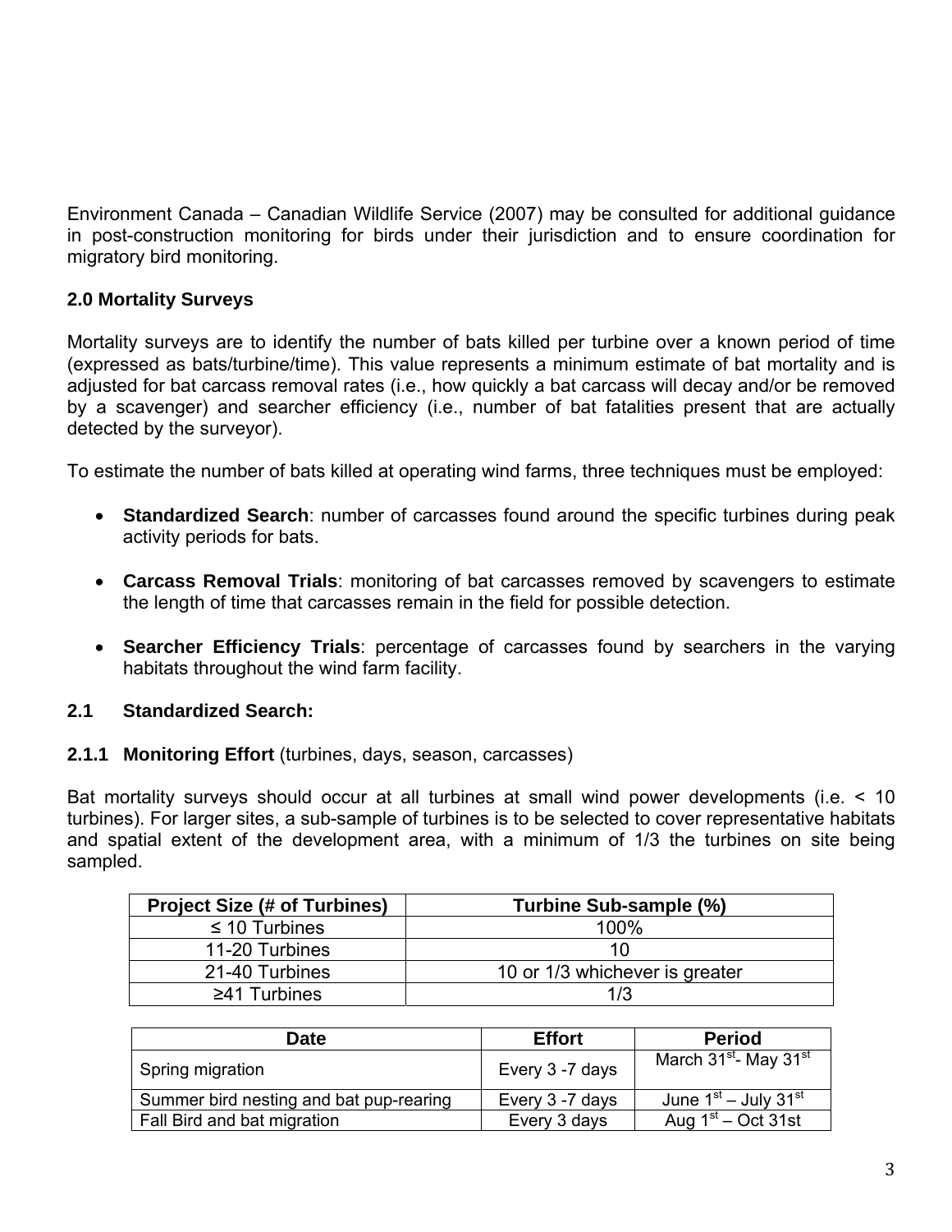Environment Canada – Canadian Wildlife Service (2007) may be consulted for additional guidance in post-construction monitoring for birds under their jurisdiction and to ensure coordination for migratory bird monitoring.

## 2.0 Mortality Surveys

Mortality surveys are to identify the number of bats killed per turbine over a known period of time (expressed as bats/turbine/time). This value represents a minimum estimate of bat mortality and is adjusted for bat carcass removal rates (i.e., how quickly a bat carcass will decay and/or be removed by a scavenger) and searcher efficiency (i.e., number of bat fatalities present that are actually detected by the surveyor).

To estimate the number of bats killed at operating wind farms, three techniques must be employed:

- **Standardized Search**: number of carcasses found around the specific turbines during peak activity periods for bats.
- **Carcass Removal Trials**: monitoring of bat carcasses removed by scavengers to estimate the length of time that carcasses remain in the field for possible detection.
- **Searcher Efficiency Trials**: percentage of carcasses found by searchers in the varying habitats throughout the wind farm facility.

### 2.1 Standardized Search:

#### 2.1.1 **Monitoring Effort** (turbines, days, season, carcasses)

Bat mortality surveys should occur at all turbines at small wind power developments (i.e. < 10 turbines). For larger sites, a sub-sample of turbines is to be selected to cover representative habitats and spatial extent of the development area, with a minimum of 1/3 the turbines on site being sampled.

| Project Size (# of Turbines) | Turbine Sub-sample (%) |
|---|---|
| ≤ 10 Turbines | 100% |
| 11-20 Turbines | 10 |
| 21-40 Turbines | 10 or 1/3 whichever is greater |
| ≥41 Turbines | 1/3 |

| Date | Effort | Period |
|---|---|---|
| Spring migration | Every 3 -7 days | March 31st- May 31st |
| Summer bird nesting and bat pup-rearing | Every 3 -7 days | June 1st – July 31st |
| Fall Bird and bat migration | Every 3 days | Aug 1st – Oct 31st |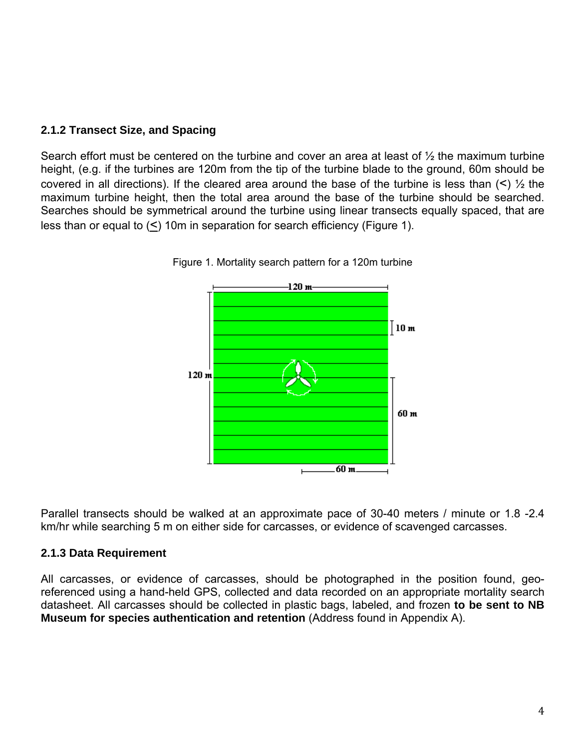### 2.1.2 Transect Size, and Spacing

Search effort must be centered on the turbine and cover an area at least of ½ the maximum turbine height, (e.g. if the turbines are 120m from the tip of the turbine blade to the ground, 60m should be covered in all directions). If the cleared area around the base of the turbine is less than (<) ½ the maximum turbine height, then the total area around the base of the turbine should be searched. Searches should be symmetrical around the turbine using linear transects equally spaced, that are less than or equal to (≤) 10m in separation for search efficiency (Figure 1).

Figure 1. Mortality search pattern for a 120m turbine

Parallel transects should be walked at an approximate pace of 30-40 meters / minute or 1.8 -2.4 km/hr while searching 5 m on either side for carcasses, or evidence of scavenged carcasses.

### 2.1.3 Data Requirement

All carcasses, or evidence of carcasses, should be photographed in the position found, geo-referenced using a hand-held GPS, collected and data recorded on an appropriate mortality search datasheet. All carcasses should be collected in plastic bags, labeled, and frozen **to be sent to NB Museum for species authentication and retention** (Address found in Appendix A).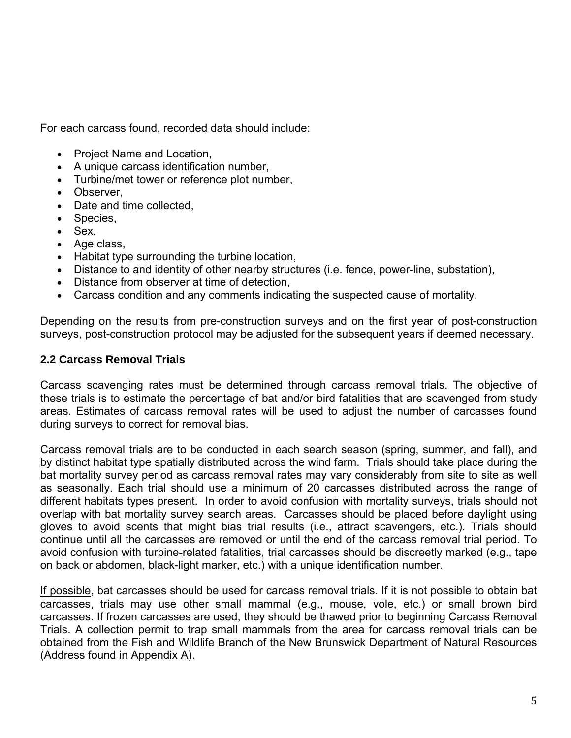For each carcass found, recorded data should include:

- Project Name and Location,
- A unique carcass identification number,
- Turbine/met tower or reference plot number,
- Observer,
- Date and time collected,
- Species,
- Sex,
- Age class,
- Habitat type surrounding the turbine location,
- Distance to and identity of other nearby structures (i.e. fence, power-line, substation),
- Distance from observer at time of detection,
- Carcass condition and any comments indicating the suspected cause of mortality.

Depending on the results from pre-construction surveys and on the first year of post-construction surveys, post-construction protocol may be adjusted for the subsequent years if deemed necessary.

### 2.2 Carcass Removal Trials

Carcass scavenging rates must be determined through carcass removal trials. The objective of these trials is to estimate the percentage of bat and/or bird fatalities that are scavenged from study areas. Estimates of carcass removal rates will be used to adjust the number of carcasses found during surveys to correct for removal bias.

Carcass removal trials are to be conducted in each search season (spring, summer, and fall), and by distinct habitat type spatially distributed across the wind farm. Trials should take place during the bat mortality survey period as carcass removal rates may vary considerably from site to site as well as seasonally. Each trial should use a minimum of 20 carcasses distributed across the range of different habitats types present. In order to avoid confusion with mortality surveys, trials should not overlap with bat mortality survey search areas. Carcasses should be placed before daylight using gloves to avoid scents that might bias trial results (i.e., attract scavengers, etc.). Trials should continue until all the carcasses are removed or until the end of the carcass removal trial period. To avoid confusion with turbine-related fatalities, trial carcasses should be discreetly marked (e.g., tape on back or abdomen, black-light marker, etc.) with a unique identification number.

<u>If possible</u>, bat carcasses should be used for carcass removal trials. If it is not possible to obtain bat carcasses, trials may use other small mammal (e.g., mouse, vole, etc.) or small brown bird carcasses. If frozen carcasses are used, they should be thawed prior to beginning Carcass Removal Trials. A collection permit to trap small mammals from the area for carcass removal trials can be obtained from the Fish and Wildlife Branch of the New Brunswick Department of Natural Resources (Address found in Appendix A).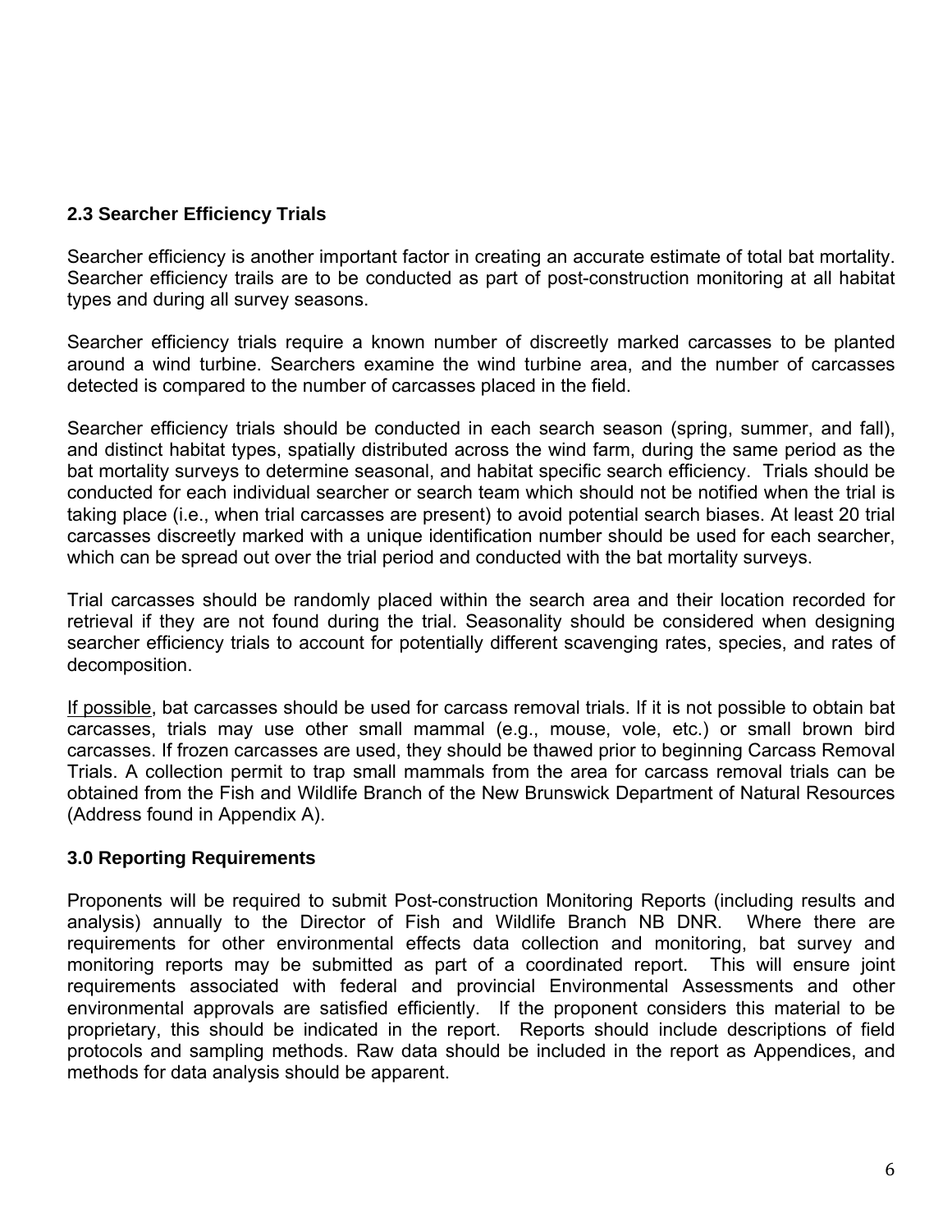### 2.3 Searcher Efficiency Trials

Searcher efficiency is another important factor in creating an accurate estimate of total bat mortality. Searcher efficiency trails are to be conducted as part of post-construction monitoring at all habitat types and during all survey seasons.

Searcher efficiency trials require a known number of discreetly marked carcasses to be planted around a wind turbine. Searchers examine the wind turbine area, and the number of carcasses detected is compared to the number of carcasses placed in the field.

Searcher efficiency trials should be conducted in each search season (spring, summer, and fall), and distinct habitat types, spatially distributed across the wind farm, during the same period as the bat mortality surveys to determine seasonal, and habitat specific search efficiency. Trials should be conducted for each individual searcher or search team which should not be notified when the trial is taking place (i.e., when trial carcasses are present) to avoid potential search biases. At least 20 trial carcasses discreetly marked with a unique identification number should be used for each searcher, which can be spread out over the trial period and conducted with the bat mortality surveys.

Trial carcasses should be randomly placed within the search area and their location recorded for retrieval if they are not found during the trial. Seasonality should be considered when designing searcher efficiency trials to account for potentially different scavenging rates, species, and rates of decomposition.

<u>If possible</u>, bat carcasses should be used for carcass removal trials. If it is not possible to obtain bat carcasses, trials may use other small mammal (e.g., mouse, vole, etc.) or small brown bird carcasses. If frozen carcasses are used, they should be thawed prior to beginning Carcass Removal Trials. A collection permit to trap small mammals from the area for carcass removal trials can be obtained from the Fish and Wildlife Branch of the New Brunswick Department of Natural Resources (Address found in Appendix A).

## 3.0 Reporting Requirements

Proponents will be required to submit Post-construction Monitoring Reports (including results and analysis) annually to the Director of Fish and Wildlife Branch NB DNR. Where there are requirements for other environmental effects data collection and monitoring, bat survey and monitoring reports may be submitted as part of a coordinated report. This will ensure joint requirements associated with federal and provincial Environmental Assessments and other environmental approvals are satisfied efficiently. If the proponent considers this material to be proprietary, this should be indicated in the report. Reports should include descriptions of field protocols and sampling methods. Raw data should be included in the report as Appendices, and methods for data analysis should be apparent.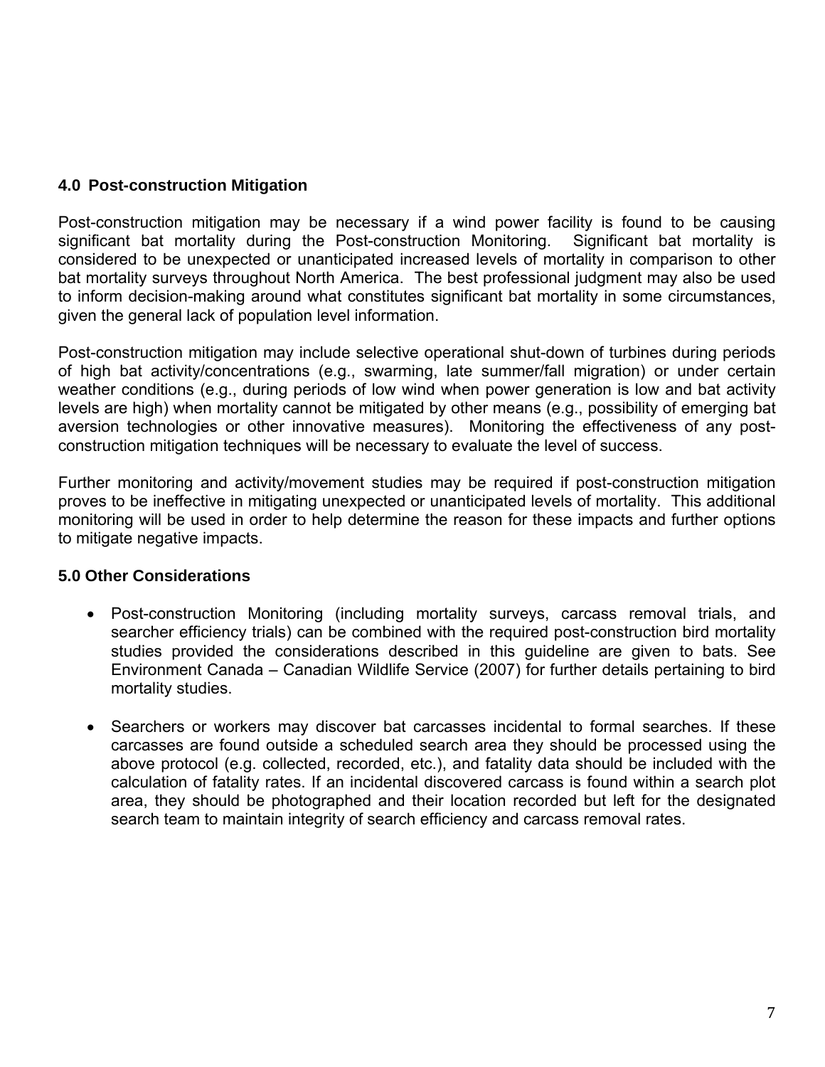## 4.0 Post-construction Mitigation

Post-construction mitigation may be necessary if a wind power facility is found to be causing significant bat mortality during the Post-construction Monitoring. Significant bat mortality is considered to be unexpected or unanticipated increased levels of mortality in comparison to other bat mortality surveys throughout North America. The best professional judgment may also be used to inform decision-making around what constitutes significant bat mortality in some circumstances, given the general lack of population level information.

Post-construction mitigation may include selective operational shut-down of turbines during periods of high bat activity/concentrations (e.g., swarming, late summer/fall migration) or under certain weather conditions (e.g., during periods of low wind when power generation is low and bat activity levels are high) when mortality cannot be mitigated by other means (e.g., possibility of emerging bat aversion technologies or other innovative measures). Monitoring the effectiveness of any post-construction mitigation techniques will be necessary to evaluate the level of success.

Further monitoring and activity/movement studies may be required if post-construction mitigation proves to be ineffective in mitigating unexpected or unanticipated levels of mortality. This additional monitoring will be used in order to help determine the reason for these impacts and further options to mitigate negative impacts.

## 5.0 Other Considerations

- Post-construction Monitoring (including mortality surveys, carcass removal trials, and searcher efficiency trials) can be combined with the required post-construction bird mortality studies provided the considerations described in this guideline are given to bats. See Environment Canada – Canadian Wildlife Service (2007) for further details pertaining to bird mortality studies.

- Searchers or workers may discover bat carcasses incidental to formal searches. If these carcasses are found outside a scheduled search area they should be processed using the above protocol (e.g. collected, recorded, etc.), and fatality data should be included with the calculation of fatality rates. If an incidental discovered carcass is found within a search plot area, they should be photographed and their location recorded but left for the designated search team to maintain integrity of search efficiency and carcass removal rates.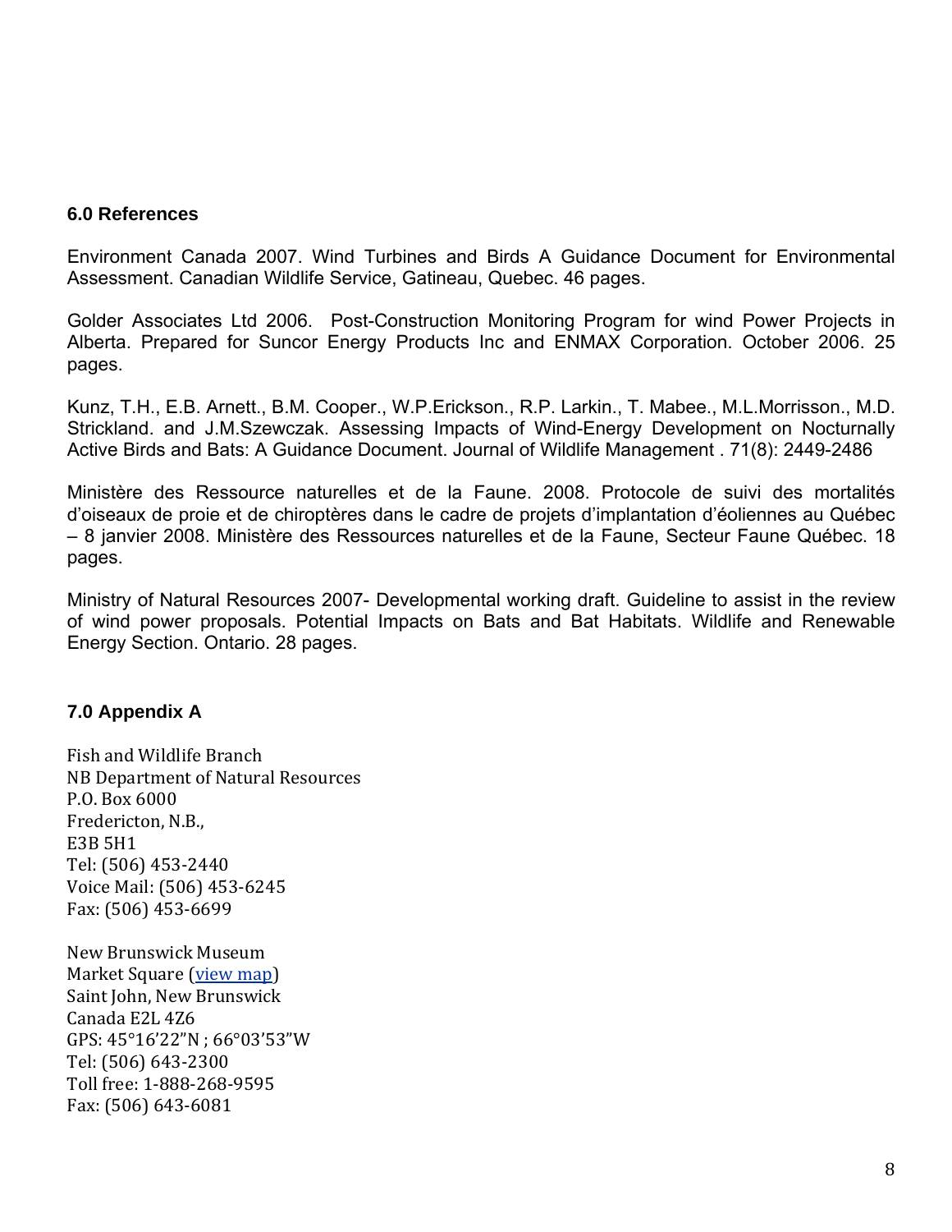## 6.0 References

Environment Canada 2007. Wind Turbines and Birds A Guidance Document for Environmental Assessment. Canadian Wildlife Service, Gatineau, Quebec. 46 pages.

Golder Associates Ltd 2006. Post-Construction Monitoring Program for wind Power Projects in Alberta. Prepared for Suncor Energy Products Inc and ENMAX Corporation. October 2006. 25 pages.

Kunz, T.H., E.B. Arnett., B.M. Cooper., W.P.Erickson., R.P. Larkin., T. Mabee., M.L.Morrisson., M.D. Strickland. and J.M.Szewczak. Assessing Impacts of Wind-Energy Development on Nocturnally Active Birds and Bats: A Guidance Document. Journal of Wildlife Management . 71(8): 2449-2486

Ministère des Ressource naturelles et de la Faune. 2008. Protocole de suivi des mortalités d'oiseaux de proie et de chiroptères dans le cadre de projets d'implantation d'éoliennes au Québec – 8 janvier 2008. Ministère des Ressources naturelles et de la Faune, Secteur Faune Québec. 18 pages.

Ministry of Natural Resources 2007- Developmental working draft. Guideline to assist in the review of wind power proposals. Potential Impacts on Bats and Bat Habitats. Wildlife and Renewable Energy Section. Ontario. 28 pages.

## 7.0 Appendix A

Fish and Wildlife Branch
NB Department of Natural Resources
P.O. Box 6000
Fredericton, N.B.,
E3B 5H1
Tel: (506) 453-2440
Voice Mail: (506) 453-6245
Fax: (506) 453-6699

New Brunswick Museum
Market Square (view map)
Saint John, New Brunswick
Canada E2L 4Z6
GPS: 45°16'22"N ; 66°03'53"W
Tel: (506) 643-2300
Toll free: 1-888-268-9595
Fax: (506) 643-6081